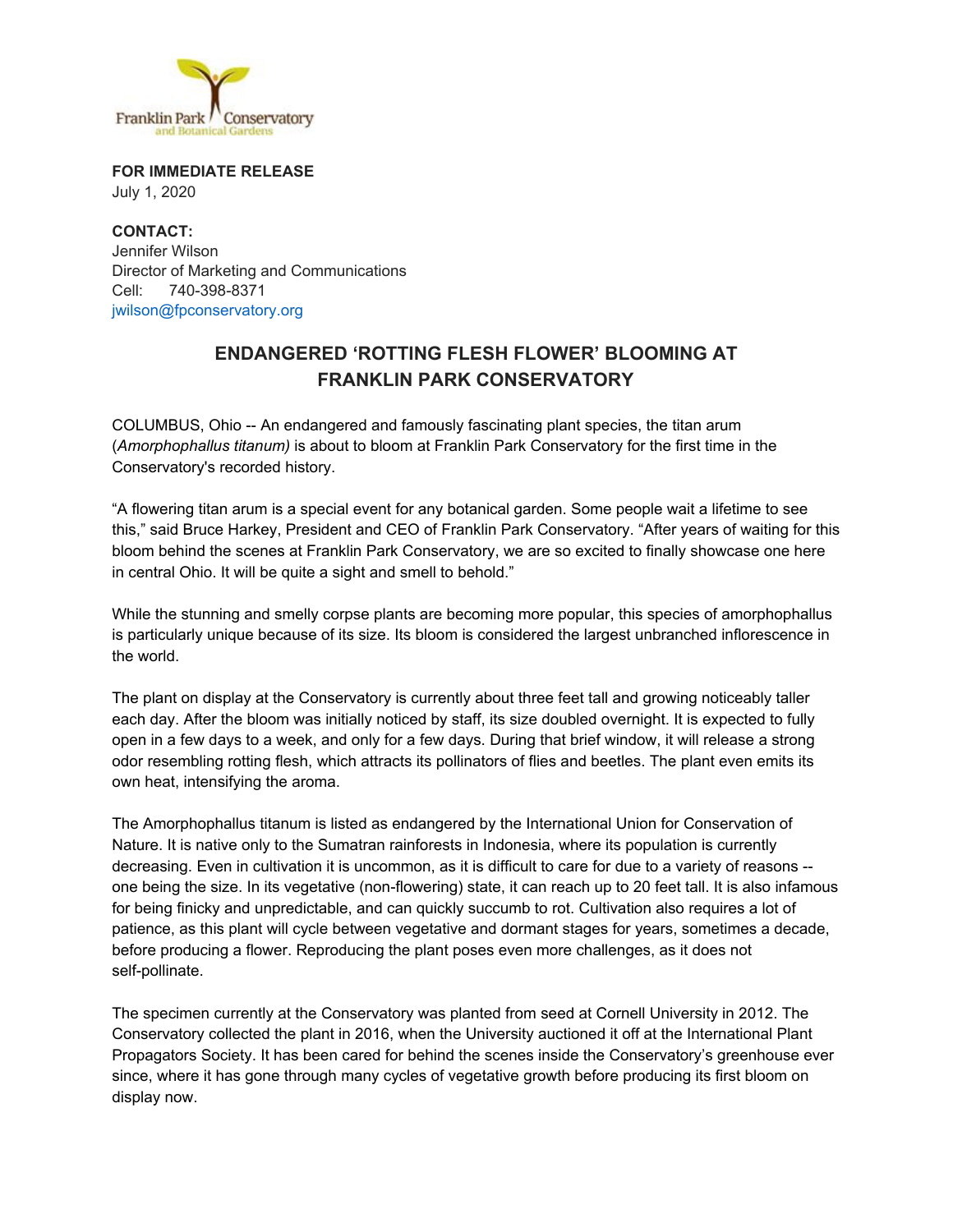Franklin Park Conservatory and Botanical Gardens

**FOR IMMEDIATE RELEASE**
July 1, 2020

**CONTACT:**
Jennifer Wilson
Director of Marketing and Communications
Cell: 740-398-8371
jwilson@fpconservatory.org

# ENDANGERED 'ROTTING FLESH FLOWER' BLOOMING AT FRANKLIN PARK CONSERVATORY

COLUMBUS, Ohio -- An endangered and famously fascinating plant species, the titan arum (*Amorphophallus titanum)* is about to bloom at Franklin Park Conservatory for the first time in the Conservatory's recorded history.

"A flowering titan arum is a special event for any botanical garden. Some people wait a lifetime to see this," said Bruce Harkey, President and CEO of Franklin Park Conservatory. "After years of waiting for this bloom behind the scenes at Franklin Park Conservatory, we are so excited to finally showcase one here in central Ohio. It will be quite a sight and smell to behold."

While the stunning and smelly corpse plants are becoming more popular, this species of amorphophallus is particularly unique because of its size. Its bloom is considered the largest unbranched inflorescence in the world.

The plant on display at the Conservatory is currently about three feet tall and growing noticeably taller each day. After the bloom was initially noticed by staff, its size doubled overnight. It is expected to fully open in a few days to a week, and only for a few days. During that brief window, it will release a strong odor resembling rotting flesh, which attracts its pollinators of flies and beetles. The plant even emits its own heat, intensifying the aroma.

The Amorphophallus titanum is listed as endangered by the International Union for Conservation of Nature. It is native only to the Sumatran rainforests in Indonesia, where its population is currently decreasing. Even in cultivation it is uncommon, as it is difficult to care for due to a variety of reasons -- one being the size. In its vegetative (non-flowering) state, it can reach up to 20 feet tall. It is also infamous for being finicky and unpredictable, and can quickly succumb to rot. Cultivation also requires a lot of patience, as this plant will cycle between vegetative and dormant stages for years, sometimes a decade, before producing a flower. Reproducing the plant poses even more challenges, as it does not self-pollinate.

The specimen currently at the Conservatory was planted from seed at Cornell University in 2012. The Conservatory collected the plant in 2016, when the University auctioned it off at the International Plant Propagators Society. It has been cared for behind the scenes inside the Conservatory's greenhouse ever since, where it has gone through many cycles of vegetative growth before producing its first bloom on display now.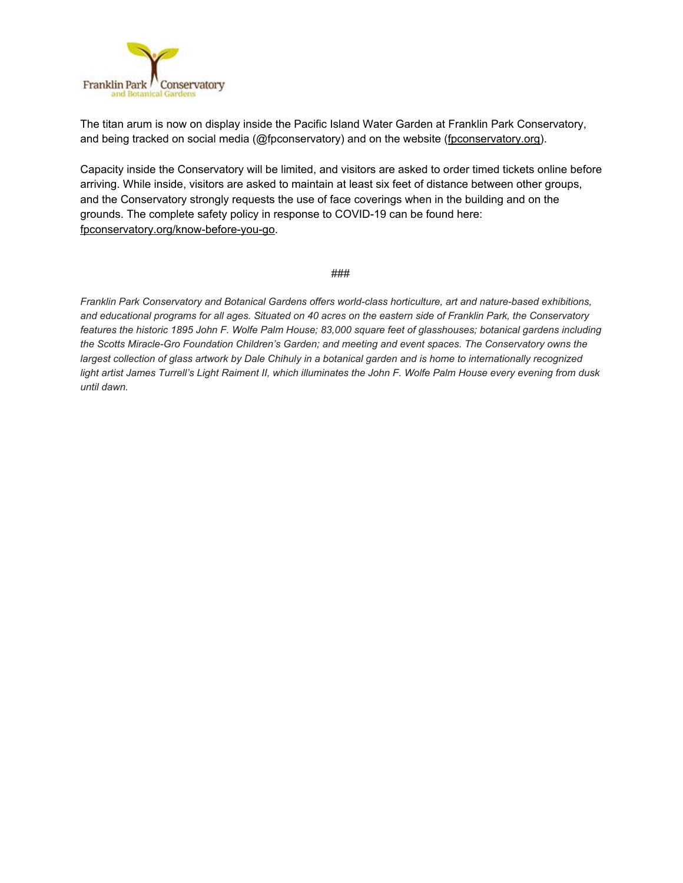The titan arum is now on display inside the Pacific Island Water Garden at Franklin Park Conservatory, and being tracked on social media (@fpconservatory) and on the website (fpconservatory.org).

Capacity inside the Conservatory will be limited, and visitors are asked to order timed tickets online before arriving. While inside, visitors are asked to maintain at least six feet of distance between other groups, and the Conservatory strongly requests the use of face coverings when in the building and on the grounds. The complete safety policy in response to COVID-19 can be found here: fpconservatory.org/know-before-you-go.

###

*Franklin Park Conservatory and Botanical Gardens offers world-class horticulture, art and nature-based exhibitions, and educational programs for all ages. Situated on 40 acres on the eastern side of Franklin Park, the Conservatory features the historic 1895 John F. Wolfe Palm House; 83,000 square feet of glasshouses; botanical gardens including the Scotts Miracle-Gro Foundation Children's Garden; and meeting and event spaces. The Conservatory owns the largest collection of glass artwork by Dale Chihuly in a botanical garden and is home to internationally recognized light artist James Turrell's Light Raiment II, which illuminates the John F. Wolfe Palm House every evening from dusk until dawn.*